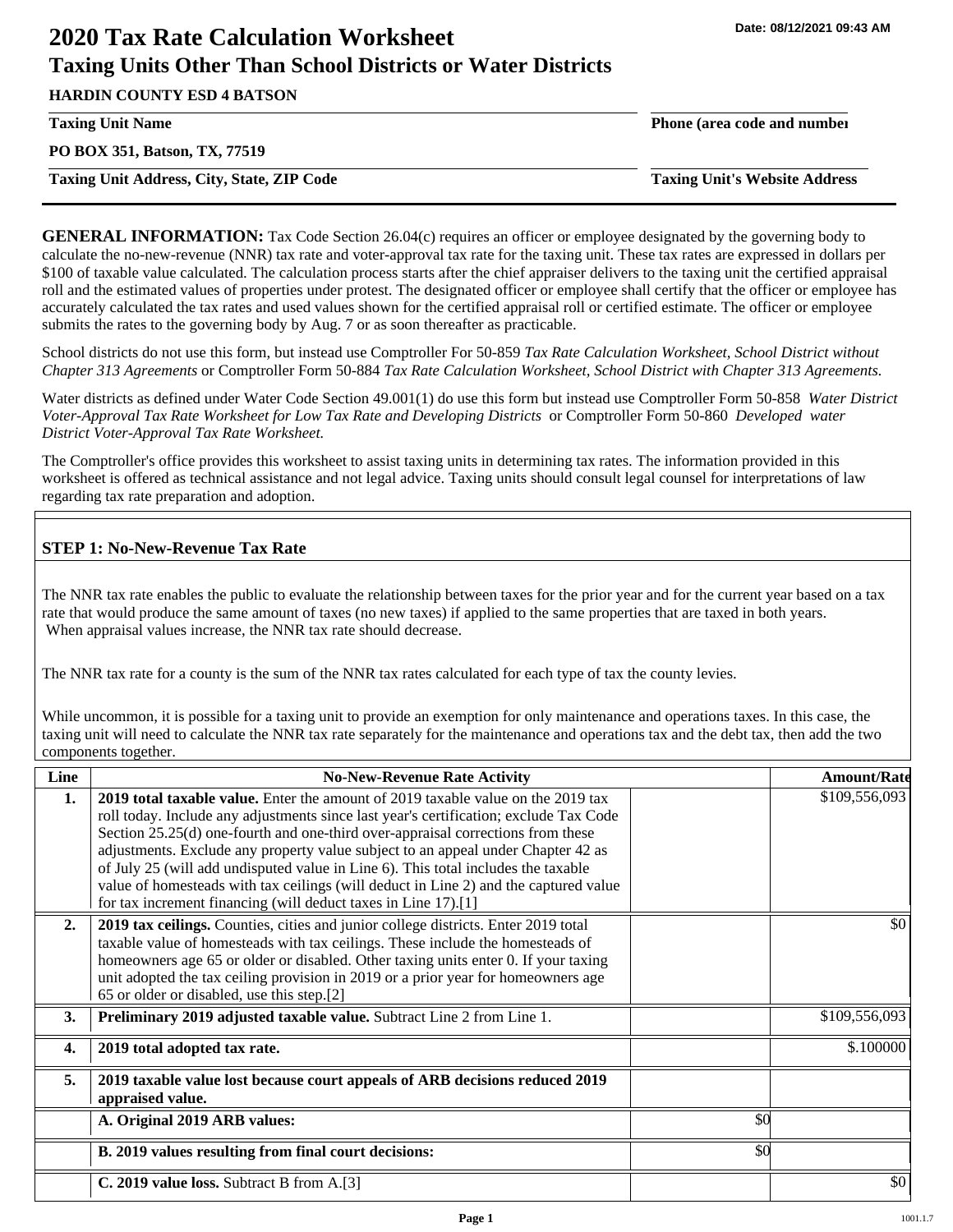Date: 08/12/2021 09:43 AM

# 2020 Tax Rate Calculation Worksheet

## Taxing Units Other Than School Districts or Water Districts

**HARDIN COUNTY ESD 4 BATSON**

**Taxing Unit Name** | **Phone (area code and number)**

**PO BOX 351, Batson, TX, 77519**

**Taxing Unit Address, City, State, ZIP Code** | **Taxing Unit's Website Address**

**GENERAL INFORMATION:** Tax Code Section 26.04(c) requires an officer or employee designated by the governing body to calculate the no-new-revenue (NNR) tax rate and voter-approval tax rate for the taxing unit. These tax rates are expressed in dollars per $100 of taxable value calculated. The calculation process starts after the chief appraiser delivers to the taxing unit the certified appraisal roll and the estimated values of properties under protest. The designated officer or employee shall certify that the officer or employee has accurately calculated the tax rates and used values shown for the certified appraisal roll or certified estimate. The officer or employee submits the rates to the governing body by Aug. 7 or as soon thereafter as practicable.

School districts do not use this form, but instead use Comptroller For 50-859 *Tax Rate Calculation Worksheet, School District without Chapter 313 Agreements* or Comptroller Form 50-884 *Tax Rate Calculation Worksheet, School District with Chapter 313 Agreements.*

Water districts as defined under Water Code Section 49.001(1) do use this form but instead use Comptroller Form 50-858 *Water District Voter-Approval Tax Rate Worksheet for Low Tax Rate and Developing Districts* or Comptroller Form 50-860 *Developed water District Voter-Approval Tax Rate Worksheet.*

The Comptroller's office provides this worksheet to assist taxing units in determining tax rates. The information provided in this worksheet is offered as technical assistance and not legal advice. Taxing units should consult legal counsel for interpretations of law regarding tax rate preparation and adoption.

### STEP 1: No-New-Revenue Tax Rate

The NNR tax rate enables the public to evaluate the relationship between taxes for the prior year and for the current year based on a tax rate that would produce the same amount of taxes (no new taxes) if applied to the same properties that are taxed in both years. When appraisal values increase, the NNR tax rate should decrease.

The NNR tax rate for a county is the sum of the NNR tax rates calculated for each type of tax the county levies.

While uncommon, it is possible for a taxing unit to provide an exemption for only maintenance and operations taxes. In this case, the taxing unit will need to calculate the NNR tax rate separately for the maintenance and operations tax and the debt tax, then add the two components together.

| Line | No-New-Revenue Rate Activity | | Amount/Rate |
|---|---|---|---|
| **1.** | **2019 total taxable value.** Enter the amount of 2019 taxable value on the 2019 tax roll today. Include any adjustments since last year's certification; exclude Tax Code Section 25.25(d) one-fourth and one-third over-appraisal corrections from these adjustments. Exclude any property value subject to an appeal under Chapter 42 as of July 25 (will add undisputed value in Line 6). This total includes the taxable value of homesteads with tax ceilings (will deduct in Line 2) and the captured value for tax increment financing (will deduct taxes in Line 17).[1] | | $109,556,093 |
| **2.** | **2019 tax ceilings.** Counties, cities and junior college districts. Enter 2019 total taxable value of homesteads with tax ceilings. These include the homesteads of homeowners age 65 or older or disabled. Other taxing units enter 0. If your taxing unit adopted the tax ceiling provision in 2019 or a prior year for homeowners age 65 or older or disabled, use this step.[2] | | $0 |
| **3.** | **Preliminary 2019 adjusted taxable value.** Subtract Line 2 from Line 1. | | $109,556,093 |
| **4.** | **2019 total adopted tax rate.** | | $.100000 |
| **5.** | **2019 taxable value lost because court appeals of ARB decisions reduced 2019 appraised value.** | | |
| | **A. Original 2019 ARB values:** | $0 | |
| | **B. 2019 values resulting from final court decisions:** | $0 | |
| | **C. 2019 value loss.** Subtract B from A.[3] | | $0 |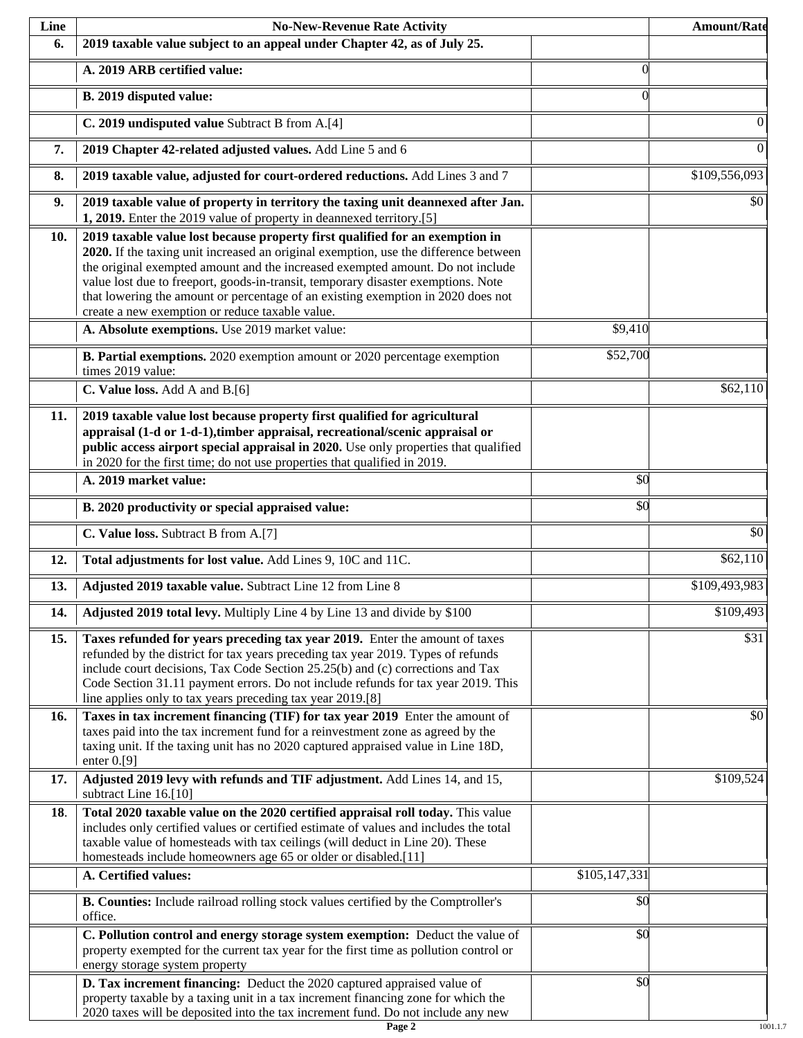| Line | No-New-Revenue Rate Activity | | Amount/Rate |
|---|---|---|---|
| 6. | **2019 taxable value subject to an appeal under Chapter 42, as of July 25.** | | |
| | **A. 2019 ARB certified value:** | 0 | |
| | **B. 2019 disputed value:** | 0 | |
| | **C. 2019 undisputed value** Subtract B from A.[4] | | 0 |
| 7. | **2019 Chapter 42-related adjusted values.** Add Line 5 and 6 | | 0 |
| 8. | **2019 taxable value, adjusted for court-ordered reductions.** Add Lines 3 and 7 | | $109,556,093 |
| 9. | **2019 taxable value of property in territory the taxing unit deannexed after Jan. 1, 2019.** Enter the 2019 value of property in deannexed territory.[5] | | $0 |
| 10. | **2019 taxable value lost because property first qualified for an exemption in 2020.** If the taxing unit increased an original exemption, use the difference between the original exempted amount and the increased exempted amount. Do not include value lost due to freeport, goods-in-transit, temporary disaster exemptions. Note that lowering the amount or percentage of an existing exemption in 2020 does not create a new exemption or reduce taxable value. | | |
| | **A. Absolute exemptions.** Use 2019 market value: | $9,410 | |
| | **B. Partial exemptions.** 2020 exemption amount or 2020 percentage exemption times 2019 value: | $52,700 | |
| | **C. Value loss.** Add A and B.[6] | | $62,110 |
| 11. | **2019 taxable value lost because property first qualified for agricultural appraisal (1-d or 1-d-1),timber appraisal, recreational/scenic appraisal or public access airport special appraisal in 2020.** Use only properties that qualified in 2020 for the first time; do not use properties that qualified in 2019. | | |
| | **A. 2019 market value:** | $0 | |
| | **B. 2020 productivity or special appraised value:** | $0 | |
| | **C. Value loss.** Subtract B from A.[7] | | $0 |
| 12. | **Total adjustments for lost value.** Add Lines 9, 10C and 11C. | | $62,110 |
| 13. | **Adjusted 2019 taxable value.** Subtract Line 12 from Line 8 | | $109,493,983 |
| 14. | **Adjusted 2019 total levy.** Multiply Line 4 by Line 13 and divide by $100 | | $109,493 |
| 15. | **Taxes refunded for years preceding tax year 2019.** Enter the amount of taxes refunded by the district for tax years preceding tax year 2019. Types of refunds include court decisions, Tax Code Section 25.25(b) and (c) corrections and Tax Code Section 31.11 payment errors. Do not include refunds for tax year 2019. This line applies only to tax years preceding tax year 2019.[8] | | $31 |
| 16. | **Taxes in tax increment financing (TIF) for tax year 2019** Enter the amount of taxes paid into the tax increment fund for a reinvestment zone as agreed by the taxing unit. If the taxing unit has no 2020 captured appraised value in Line 18D, enter 0.[9] | | $0 |
| 17. | **Adjusted 2019 levy with refunds and TIF adjustment.** Add Lines 14, and 15, subtract Line 16.[10] | | $109,524 |
| 18. | **Total 2020 taxable value on the 2020 certified appraisal roll today.** This value includes only certified values or certified estimate of values and includes the total taxable value of homesteads with tax ceilings (will deduct in Line 20). These homesteads include homeowners age 65 or older or disabled.[11] | | |
| | **A. Certified values:** | $105,147,331 | |
| | **B. Counties:** Include railroad rolling stock values certified by the Comptroller's office. | $0 | |
| | **C. Pollution control and energy storage system exemption:** Deduct the value of property exempted for the current tax year for the first time as pollution control or energy storage system property | $0 | |
| | **D. Tax increment financing:** Deduct the 2020 captured appraised value of property taxable by a taxing unit in a tax increment financing zone for which the 2020 taxes will be deposited into the tax increment fund. Do not include any new | $0 | |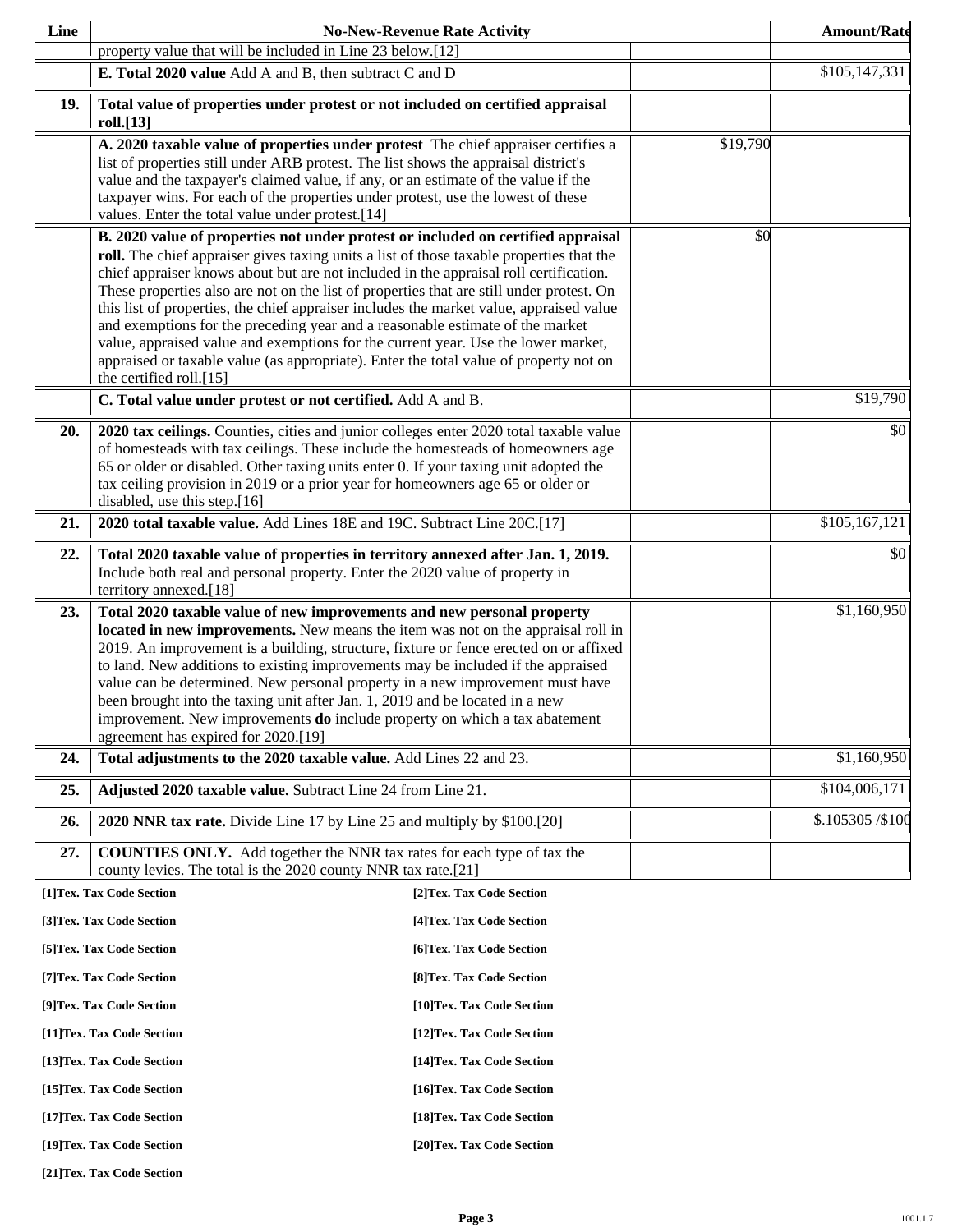| Line | No-New-Revenue Rate Activity | | Amount/Rate |
|---|---|---|---|
| | property value that will be included in Line 23 below.[12] | | |
| | **E. Total 2020 value** Add A and B, then subtract C and D | | $105,147,331 |
| **19.** | **Total value of properties under protest or not included on certified appraisal roll.[13]** | | |
| | **A. 2020 taxable value of properties under protest** The chief appraiser certifies a list of properties still under ARB protest. The list shows the appraisal district's value and the taxpayer's claimed value, if any, or an estimate of the value if the taxpayer wins. For each of the properties under protest, use the lowest of these values. Enter the total value under protest.[14] | $19,790 | |
| | **B. 2020 value of properties not under protest or included on certified appraisal roll.** The chief appraiser gives taxing units a list of those taxable properties that the chief appraiser knows about but are not included in the appraisal roll certification. These properties also are not on the list of properties that are still under protest. On this list of properties, the chief appraiser includes the market value, appraised value and exemptions for the preceding year and a reasonable estimate of the market value, appraised value and exemptions for the current year. Use the lower market, appraised or taxable value (as appropriate). Enter the total value of property not on the certified roll.[15] | $0 | |
| | **C. Total value under protest or not certified.** Add A and B. | | $19,790 |
| **20.** | **2020 tax ceilings.** Counties, cities and junior colleges enter 2020 total taxable value of homesteads with tax ceilings. These include the homesteads of homeowners age 65 or older or disabled. Other taxing units enter 0. If your taxing unit adopted the tax ceiling provision in 2019 or a prior year for homeowners age 65 or older or disabled, use this step.[16] | | $0 |
| **21.** | **2020 total taxable value.** Add Lines 18E and 19C. Subtract Line 20C.[17] | | $105,167,121 |
| **22.** | **Total 2020 taxable value of properties in territory annexed after Jan. 1, 2019.** Include both real and personal property. Enter the 2020 value of property in territory annexed.[18] | | $0 |
| **23.** | **Total 2020 taxable value of new improvements and new personal property located in new improvements.** New means the item was not on the appraisal roll in 2019. An improvement is a building, structure, fixture or fence erected on or affixed to land. New additions to existing improvements may be included if the appraised value can be determined. New personal property in a new improvement must have been brought into the taxing unit after Jan. 1, 2019 and be located in a new improvement. New improvements **do** include property on which a tax abatement agreement has expired for 2020.[19] | | $1,160,950 |
| **24.** | **Total adjustments to the 2020 taxable value.** Add Lines 22 and 23. | | $1,160,950 |
| **25.** | **Adjusted 2020 taxable value.** Subtract Line 24 from Line 21. | | $104,006,171 |
| **26.** | **2020 NNR tax rate.** Divide Line 17 by Line 25 and multiply by $100.[20] | | $.105305 /$100 |
| **27.** | **COUNTIES ONLY.** Add together the NNR tax rates for each type of tax the county levies. The total is the 2020 county NNR tax rate.[21] | | |

**[1]Tex. Tax Code Section** **[2]Tex. Tax Code Section**

**[3]Tex. Tax Code Section** **[4]Tex. Tax Code Section**

**[5]Tex. Tax Code Section** **[6]Tex. Tax Code Section**

**[7]Tex. Tax Code Section** **[8]Tex. Tax Code Section**

**[9]Tex. Tax Code Section** **[10]Tex. Tax Code Section**

**[11]Tex. Tax Code Section** **[12]Tex. Tax Code Section**

**[13]Tex. Tax Code Section** **[14]Tex. Tax Code Section**

**[15]Tex. Tax Code Section** **[16]Tex. Tax Code Section**

**[17]Tex. Tax Code Section** **[18]Tex. Tax Code Section**

**[19]Tex. Tax Code Section** **[20]Tex. Tax Code Section**

**[21]Tex. Tax Code Section**

1001.1.7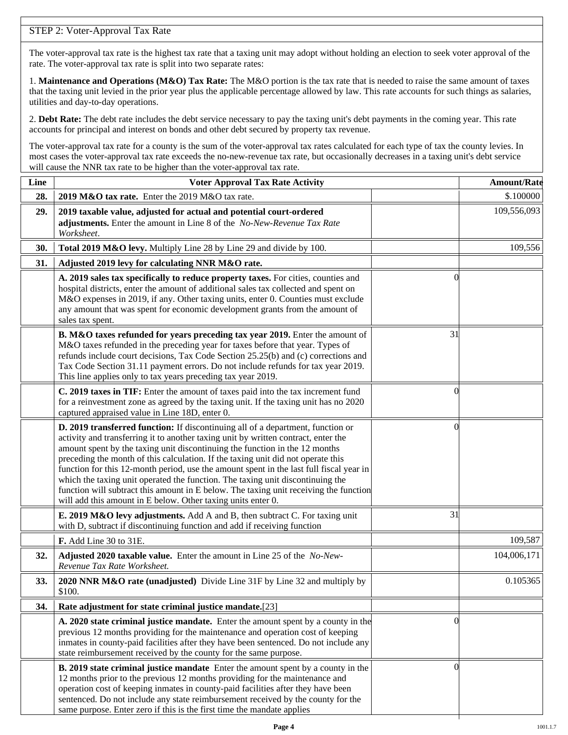## STEP 2: Voter-Approval Tax Rate

The voter-approval tax rate is the highest tax rate that a taxing unit may adopt without holding an election to seek voter approval of the rate. The voter-approval tax rate is split into two separate rates:

1. **Maintenance and Operations (M&O) Tax Rate:** The M&O portion is the tax rate that is needed to raise the same amount of taxes that the taxing unit levied in the prior year plus the applicable percentage allowed by law. This rate accounts for such things as salaries, utilities and day-to-day operations.

2. **Debt Rate:** The debt rate includes the debt service necessary to pay the taxing unit's debt payments in the coming year. This rate accounts for principal and interest on bonds and other debt secured by property tax revenue.

The voter-approval tax rate for a county is the sum of the voter-approval tax rates calculated for each type of tax the county levies. In most cases the voter-approval tax rate exceeds the no-new-revenue tax rate, but occasionally decreases in a taxing unit's debt service will cause the NNR tax rate to be higher than the voter-approval tax rate.

| Line | Voter Approval Tax Rate Activity | | Amount/Rate |
|---|---|---|---|
| **28.** | **2019 M&O tax rate.** Enter the 2019 M&O tax rate. | | $.100000 |
| **29.** | **2019 taxable value, adjusted for actual and potential court-ordered adjustments.** Enter the amount in Line 8 of the *No-New-Revenue Tax Rate Worksheet*. | | 109,556,093 |
| **30.** | **Total 2019 M&O levy.** Multiply Line 28 by Line 29 and divide by 100. | | 109,556 |
| **31.** | **Adjusted 2019 levy for calculating NNR M&O rate.** | | |
| | **A. 2019 sales tax specifically to reduce property taxes.** For cities, counties and hospital districts, enter the amount of additional sales tax collected and spent on M&O expenses in 2019, if any. Other taxing units, enter 0. Counties must exclude any amount that was spent for economic development grants from the amount of sales tax spent. | 0 | |
| | **B. M&O taxes refunded for years preceding tax year 2019.** Enter the amount of M&O taxes refunded in the preceding year for taxes before that year. Types of refunds include court decisions, Tax Code Section 25.25(b) and (c) corrections and Tax Code Section 31.11 payment errors. Do not include refunds for tax year 2019. This line applies only to tax years preceding tax year 2019. | 31 | |
| | **C. 2019 taxes in TIF:** Enter the amount of taxes paid into the tax increment fund for a reinvestment zone as agreed by the taxing unit. If the taxing unit has no 2020 captured appraised value in Line 18D, enter 0. | 0 | |
| | **D. 2019 transferred function:** If discontinuing all of a department, function or activity and transferring it to another taxing unit by written contract, enter the amount spent by the taxing unit discontinuing the function in the 12 months preceding the month of this calculation. If the taxing unit did not operate this function for this 12-month period, use the amount spent in the last full fiscal year in which the taxing unit operated the function. The taxing unit discontinuing the function will subtract this amount in E below. The taxing unit receiving the function will add this amount in E below. Other taxing units enter 0. | 0 | |
| | **E. 2019 M&O levy adjustments.** Add A and B, then subtract C. For taxing unit with D, subtract if discontinuing function and add if receiving function | 31 | |
| | **F.** Add Line 30 to 31E. | | 109,587 |
| **32.** | **Adjusted 2020 taxable value.** Enter the amount in Line 25 of the *No-New-Revenue Tax Rate Worksheet.* | | 104,006,171 |
| **33.** | **2020 NNR M&O rate (unadjusted)** Divide Line 31F by Line 32 and multiply by $100. | | 0.105365 |
| **34.** | **Rate adjustment for state criminal justice mandate.**[23] | | |
| | **A. 2020 state criminal justice mandate.** Enter the amount spent by a county in the previous 12 months providing for the maintenance and operation cost of keeping inmates in county-paid facilities after they have been sentenced. Do not include any state reimbursement received by the county for the same purpose. | 0 | |
| | **B. 2019 state criminal justice mandate** Enter the amount spent by a county in the 12 months prior to the previous 12 months providing for the maintenance and operation cost of keeping inmates in county-paid facilities after they have been sentenced. Do not include any state reimbursement received by the county for the same purpose. Enter zero if this is the first time the mandate applies | 0 | |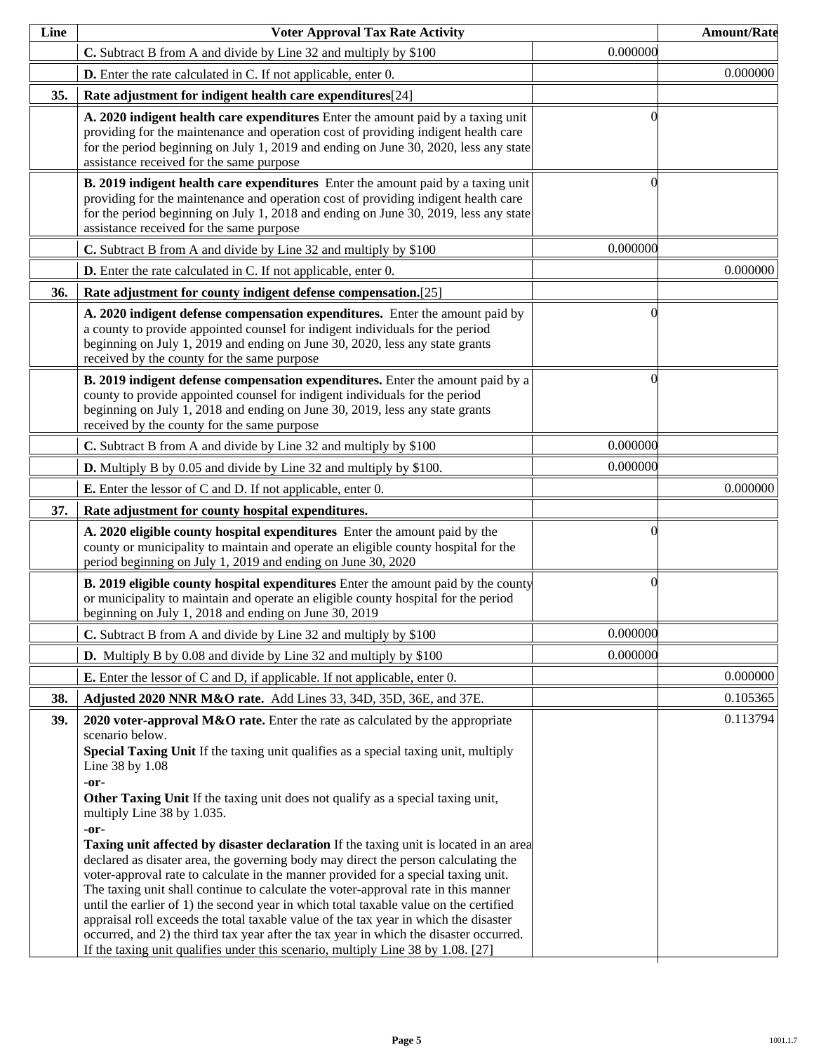| Line | Voter Approval Tax Rate Activity | | Amount/Rate |
|---|---|---|---|
| | **C.** Subtract B from A and divide by Line 32 and multiply by $100 | 0.000000 | |
| | **D.** Enter the rate calculated in C. If not applicable, enter 0. | | 0.000000 |
| **35.** | **Rate adjustment for indigent health care expenditures**[24] | | |
| | **A. 2020 indigent health care expenditures** Enter the amount paid by a taxing unit providing for the maintenance and operation cost of providing indigent health care for the period beginning on July 1, 2019 and ending on June 30, 2020, less any state assistance received for the same purpose | 0 | |
| | **B. 2019 indigent health care expenditures** Enter the amount paid by a taxing unit providing for the maintenance and operation cost of providing indigent health care for the period beginning on July 1, 2018 and ending on June 30, 2019, less any state assistance received for the same purpose | 0 | |
| | **C.** Subtract B from A and divide by Line 32 and multiply by $100 | 0.000000 | |
| | **D.** Enter the rate calculated in C. If not applicable, enter 0. | | 0.000000 |
| **36.** | **Rate adjustment for county indigent defense compensation.**[25] | | |
| | **A. 2020 indigent defense compensation expenditures.** Enter the amount paid by a county to provide appointed counsel for indigent individuals for the period beginning on July 1, 2019 and ending on June 30, 2020, less any state grants received by the county for the same purpose | 0 | |
| | **B. 2019 indigent defense compensation expenditures.** Enter the amount paid by a county to provide appointed counsel for indigent individuals for the period beginning on July 1, 2018 and ending on June 30, 2019, less any state grants received by the county for the same purpose | 0 | |
| | **C.** Subtract B from A and divide by Line 32 and multiply by $100 | 0.000000 | |
| | **D.** Multiply B by 0.05 and divide by Line 32 and multiply by $100. | 0.000000 | |
| | **E.** Enter the lessor of C and D. If not applicable, enter 0. | | 0.000000 |
| **37.** | **Rate adjustment for county hospital expenditures.** | | |
| | **A. 2020 eligible county hospital expenditures** Enter the amount paid by the county or municipality to maintain and operate an eligible county hospital for the period beginning on July 1, 2019 and ending on June 30, 2020 | 0 | |
| | **B. 2019 eligible county hospital expenditures** Enter the amount paid by the county or municipality to maintain and operate an eligible county hospital for the period beginning on July 1, 2018 and ending on June 30, 2019 | 0 | |
| | **C.** Subtract B from A and divide by Line 32 and multiply by $100 | 0.000000 | |
| | **D.** Multiply B by 0.08 and divide by Line 32 and multiply by $100 | 0.000000 | |
| | **E.** Enter the lessor of C and D, if applicable. If not applicable, enter 0. | | 0.000000 |
| **38.** | **Adjusted 2020 NNR M&O rate.** Add Lines 33, 34D, 35D, 36E, and 37E. | | 0.105365 |
| **39.** | **2020 voter-approval M&O rate.** Enter the rate as calculated by the appropriate scenario below.<br>**Special Taxing Unit** If the taxing unit qualifies as a special taxing unit, multiply Line 38 by 1.08<br>**-or-**<br>**Other Taxing Unit** If the taxing unit does not qualify as a special taxing unit, multiply Line 38 by 1.035.<br>**-or-**<br>**Taxing unit affected by disaster declaration** If the taxing unit is located in an area declared as disater area, the governing body may direct the person calculating the voter-approval rate to calculate in the manner provided for a special taxing unit. The taxing unit shall continue to calculate the voter-approval rate in this manner until the earlier of 1) the second year in which total taxable value on the certified appraisal roll exceeds the total taxable value of the tax year in which the disaster occurred, and 2) the third tax year after the tax year in which the disaster occurred. If the taxing unit qualifies under this scenario, multiply Line 38 by 1.08. [27] | | 0.113794 |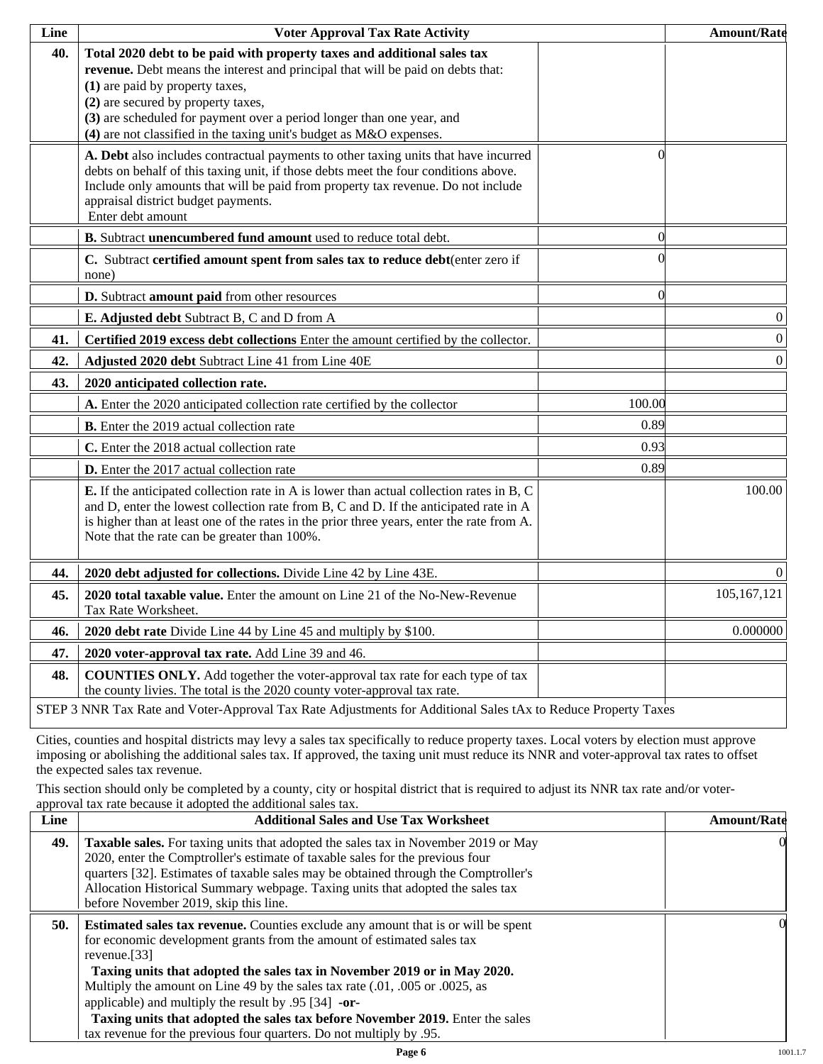| Line | Voter Approval Tax Rate Activity | | Amount/Rate |
|---|---|---|---|
| 40. | **Total 2020 debt to be paid with property taxes and additional sales tax revenue.** Debt means the interest and principal that will be paid on debts that: **(1)** are paid by property taxes, **(2)** are secured by property taxes, **(3)** are scheduled for payment over a period longer than one year, and **(4)** are not classified in the taxing unit's budget as M&O expenses. | | |
| | **A. Debt** also includes contractual payments to other taxing units that have incurred debts on behalf of this taxing unit, if those debts meet the four conditions above. Include only amounts that will be paid from property tax revenue. Do not include appraisal district budget payments. Enter debt amount | 0 | |
| | **B.** Subtract **unencumbered fund amount** used to reduce total debt. | 0 | |
| | **C.** Subtract **certified amount spent from sales tax to reduce debt**(enter zero if none) | 0 | |
| | **D.** Subtract **amount paid** from other resources | 0 | |
| | **E. Adjusted debt** Subtract B, C and D from A | | 0 |
| 41. | **Certified 2019 excess debt collections** Enter the amount certified by the collector. | | 0 |
| 42. | **Adjusted 2020 debt** Subtract Line 41 from Line 40E | | 0 |
| 43. | **2020 anticipated collection rate.** | | |
| | **A.** Enter the 2020 anticipated collection rate certified by the collector | 100.00 | |
| | **B.** Enter the 2019 actual collection rate | 0.89 | |
| | **C.** Enter the 2018 actual collection rate | 0.93 | |
| | **D.** Enter the 2017 actual collection rate | 0.89 | |
| | **E.** If the anticipated collection rate in A is lower than actual collection rates in B, C and D, enter the lowest collection rate from B, C and D. If the anticipated rate in A is higher than at least one of the rates in the prior three years, enter the rate from A. Note that the rate can be greater than 100%. | | 100.00 |
| 44. | **2020 debt adjusted for collections.** Divide Line 42 by Line 43E. | | 0 |
| 45. | **2020 total taxable value.** Enter the amount on Line 21 of the No-New-Revenue Tax Rate Worksheet. | | 105,167,121 |
| 46. | **2020 debt rate** Divide Line 44 by Line 45 and multiply by $100. | | 0.000000 |
| 47. | **2020 voter-approval tax rate.** Add Line 39 and 46. | | |
| 48. | **COUNTIES ONLY.** Add together the voter-approval tax rate for each type of tax the county livies. The total is the 2020 county voter-approval tax rate. | | |

STEP 3 NNR Tax Rate and Voter-Approval Tax Rate Adjustments for Additional Sales tAx to Reduce Property Taxes

Cities, counties and hospital districts may levy a sales tax specifically to reduce property taxes. Local voters by election must approve imposing or abolishing the additional sales tax. If approved, the taxing unit must reduce its NNR and voter-approval tax rates to offset the expected sales tax revenue.

This section should only be completed by a county, city or hospital district that is required to adjust its NNR tax rate and/or voter-approval tax rate because it adopted the additional sales tax.

| Line | Additional Sales and Use Tax Worksheet | Amount/Rate |
|---|---|---|
| 49. | **Taxable sales.** For taxing units that adopted the sales tax in November 2019 or May 2020, enter the Comptroller's estimate of taxable sales for the previous four quarters [32]. Estimates of taxable sales may be obtained through the Comptroller's Allocation Historical Summary webpage. Taxing units that adopted the sales tax before November 2019, skip this line. | 0 |
| 50. | **Estimated sales tax revenue.** Counties exclude any amount that is or will be spent for economic development grants from the amount of estimated sales tax revenue.[33] **Taxing units that adopted the sales tax in November 2019 or in May 2020.** Multiply the amount on Line 49 by the sales tax rate (.01, .005 or .0025, as applicable) and multiply the result by .95 [34] **-or-** **Taxing units that adopted the sales tax before November 2019.** Enter the sales tax revenue for the previous four quarters. Do not multiply by .95. | 0 |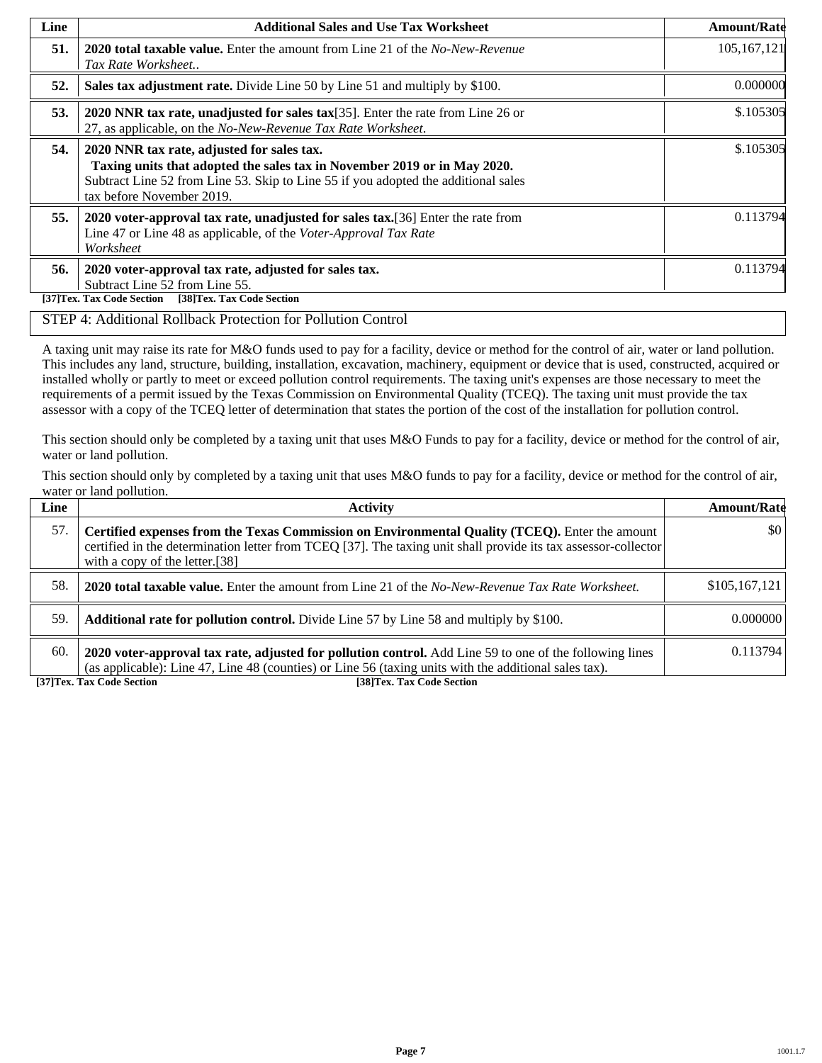| Line | Additional Sales and Use Tax Worksheet | Amount/Rate |
|---|---|---|
| **51.** | **2020 total taxable value.** Enter the amount from Line 21 of the *No-New-Revenue Tax Rate Worksheet.*. | 105,167,121 |
| **52.** | **Sales tax adjustment rate.** Divide Line 50 by Line 51 and multiply by $100. | 0.000000 |
| **53.** | **2020 NNR tax rate, unadjusted for sales tax**[35]. Enter the rate from Line 26 or 27, as applicable, on the *No-New-Revenue Tax Rate Worksheet*. | $.105305 |
| **54.** | **2020 NNR tax rate, adjusted for sales tax.** **Taxing units that adopted the sales tax in November 2019 or in May 2020.** Subtract Line 52 from Line 53. Skip to Line 55 if you adopted the additional sales tax before November 2019. | $.105305 |
| **55.** | **2020 voter-approval tax rate, unadjusted for sales tax.**[36] Enter the rate from Line 47 or Line 48 as applicable, of the *Voter-Approval Tax Rate Worksheet* | 0.113794 |
| **56.** | **2020 voter-approval tax rate, adjusted for sales tax.** Subtract Line 52 from Line 55. | 0.113794 |

**[37]Tex. Tax Code Section [38]Tex. Tax Code Section**

STEP 4: Additional Rollback Protection for Pollution Control

A taxing unit may raise its rate for M&O funds used to pay for a facility, device or method for the control of air, water or land pollution. This includes any land, structure, building, installation, excavation, machinery, equipment or device that is used, constructed, acquired or installed wholly or partly to meet or exceed pollution control requirements. The taxing unit's expenses are those necessary to meet the requirements of a permit issued by the Texas Commission on Environmental Quality (TCEQ). The taxing unit must provide the tax assessor with a copy of the TCEQ letter of determination that states the portion of the cost of the installation for pollution control.

This section should only be completed by a taxing unit that uses M&O Funds to pay for a facility, device or method for the control of air, water or land pollution.

This section should only by completed by a taxing unit that uses M&O funds to pay for a facility, device or method for the control of air, water or land pollution.

| Line | Activity | Amount/Rate |
|---|---|---|
| 57. | **Certified expenses from the Texas Commission on Environmental Quality (TCEQ).** Enter the amount certified in the determination letter from TCEQ [37]. The taxing unit shall provide its tax assessor-collector with a copy of the letter.[38] | $0 |
| 58. | **2020 total taxable value.** Enter the amount from Line 21 of the *No-New-Revenue Tax Rate Worksheet.* | $105,167,121 |
| 59. | **Additional rate for pollution control.** Divide Line 57 by Line 58 and multiply by $100. | 0.000000 |
| 60. | **2020 voter-approval tax rate, adjusted for pollution control.** Add Line 59 to one of the following lines (as applicable): Line 47, Line 48 (counties) or Line 56 (taxing units with the additional sales tax). | 0.113794 |

**[37]Tex. Tax Code Section** **[38]Tex. Tax Code Section**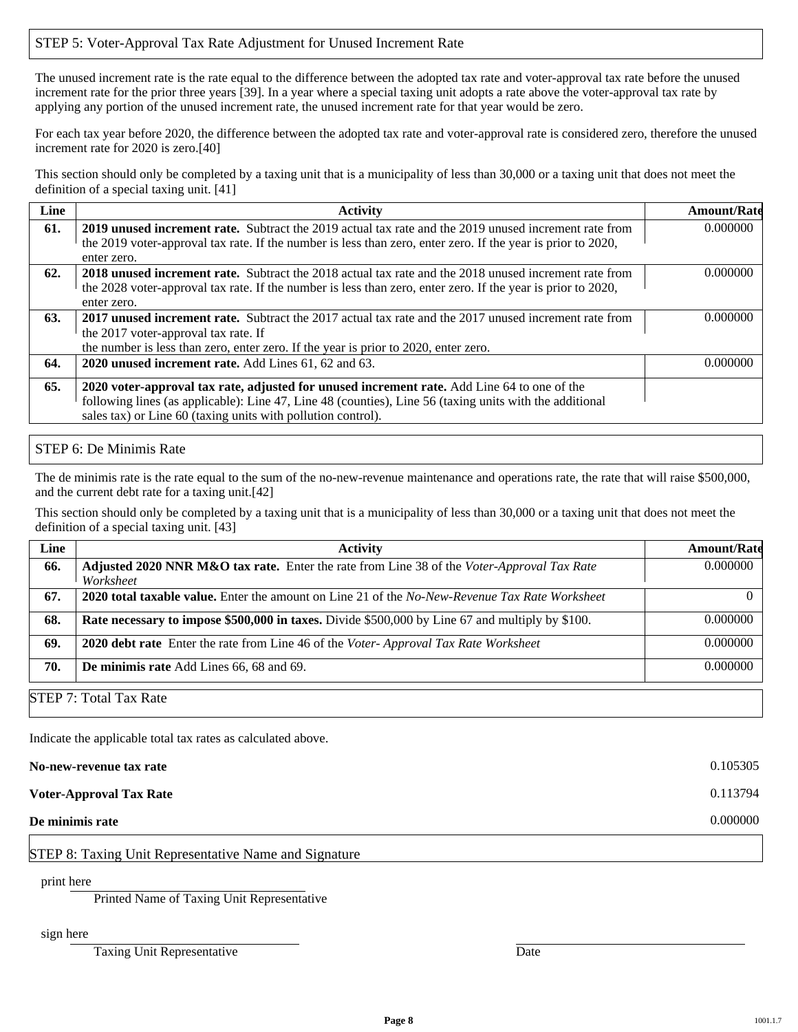## STEP 5: Voter-Approval Tax Rate Adjustment for Unused Increment Rate

The unused increment rate is the rate equal to the difference between the adopted tax rate and voter-approval tax rate before the unused increment rate for the prior three years [39]. In a year where a special taxing unit adopts a rate above the voter-approval tax rate by applying any portion of the unused increment rate, the unused increment rate for that year would be zero.

For each tax year before 2020, the difference between the adopted tax rate and voter-approval rate is considered zero, therefore the unused increment rate for 2020 is zero.[40]

This section should only be completed by a taxing unit that is a municipality of less than 30,000 or a taxing unit that does not meet the definition of a special taxing unit. [41]

| Line | Activity | Amount/Rate |
|---|---|---|
| 61. | **2019 unused increment rate.** Subtract the 2019 actual tax rate and the 2019 unused increment rate from the 2019 voter-approval tax rate. If the number is less than zero, enter zero. If the year is prior to 2020, enter zero. | 0.000000 |
| 62. | **2018 unused increment rate.** Subtract the 2018 actual tax rate and the 2018 unused increment rate from the 2028 voter-approval tax rate. If the number is less than zero, enter zero. If the year is prior to 2020, enter zero. | 0.000000 |
| 63. | **2017 unused increment rate.** Subtract the 2017 actual tax rate and the 2017 unused increment rate from the 2017 voter-approval tax rate. If the number is less than zero, enter zero. If the year is prior to 2020, enter zero. | 0.000000 |
| 64. | **2020 unused increment rate.** Add Lines 61, 62 and 63. | 0.000000 |
| 65. | **2020 voter-approval tax rate, adjusted for unused increment rate.** Add Line 64 to one of the following lines (as applicable): Line 47, Line 48 (counties), Line 56 (taxing units with the additional sales tax) or Line 60 (taxing units with pollution control). | |

## STEP 6: De Minimis Rate

The de minimis rate is the rate equal to the sum of the no-new-revenue maintenance and operations rate, the rate that will raise $500,000, and the current debt rate for a taxing unit.[42]

This section should only be completed by a taxing unit that is a municipality of less than 30,000 or a taxing unit that does not meet the definition of a special taxing unit. [43]

| Line | Activity | Amount/Rate |
|---|---|---|
| 66. | **Adjusted 2020 NNR M&O tax rate.** Enter the rate from Line 38 of the *Voter-Approval Tax Rate Worksheet* | 0.000000 |
| 67. | **2020 total taxable value.** Enter the amount on Line 21 of the *No-New-Revenue Tax Rate Worksheet* | 0 |
| 68. | **Rate necessary to impose $500,000 in taxes.** Divide $500,000 by Line 67 and multiply by $100. | 0.000000 |
| 69. | **2020 debt rate** Enter the rate from Line 46 of the *Voter- Approval Tax Rate Worksheet* | 0.000000 |
| 70. | **De minimis rate** Add Lines 66, 68 and 69. | 0.000000 |

## STEP 7: Total Tax Rate

Indicate the applicable total tax rates as calculated above.

**No-new-revenue tax rate** 0.105305

**Voter-Approval Tax Rate** 0.113794

**De minimis rate** 0.000000

## STEP 8: Taxing Unit Representative Name and Signature

print here ______________________________
Printed Name of Taxing Unit Representative

sign here ______________________________
Taxing Unit Representative

______________________________
Date